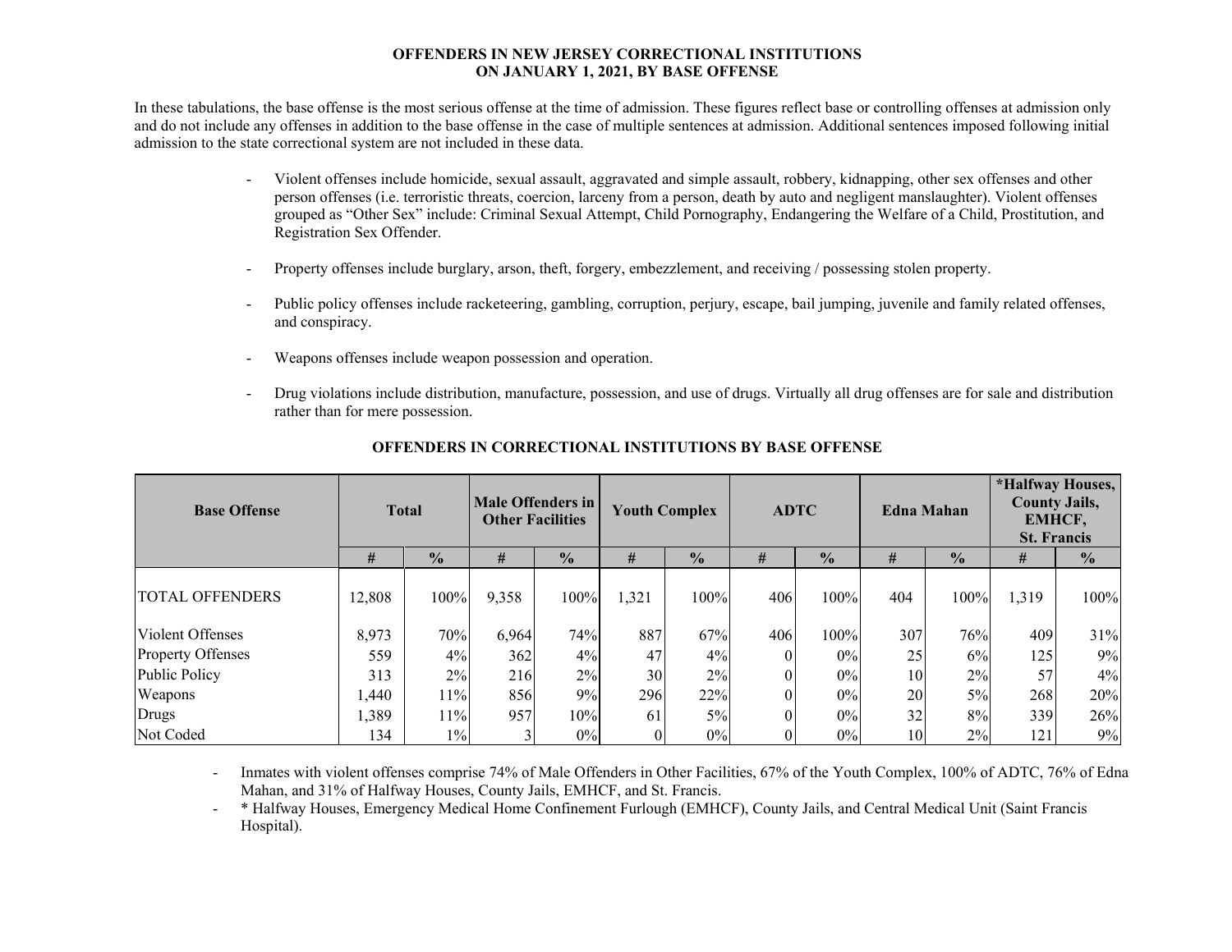# OFFENDERS IN NEW JERSEY CORRECTIONAL INSTITUTIONS ON JANUARY 1, 2021, BY BASE OFFENSE

In these tabulations, the base offense is the most serious offense at the time of admission. These figures reflect base or controlling offenses at admission only and do not include any offenses in addition to the base offense in the case of multiple sentences at admission. Additional sentences imposed following initial admission to the state correctional system are not included in these data.

- Violent offenses include homicide, sexual assault, aggravated and simple assault, robbery, kidnapping, other sex offenses and other person offenses (i.e. terroristic threats, coercion, larceny from a person, death by auto and negligent manslaughter). Violent offenses grouped as "Other Sex" include: Criminal Sexual Attempt, Child Pornography, Endangering the Welfare of a Child, Prostitution, and Registration Sex Offender.
- Property offenses include burglary, arson, theft, forgery, embezzlement, and receiving / possessing stolen property.
- Public policy offenses include racketeering, gambling, corruption, perjury, escape, bail jumping, juvenile and family related offenses, and conspiracy.
- Weapons offenses include weapon possession and operation.
- Drug violations include distribution, manufacture, possession, and use of drugs. Virtually all drug offenses are for sale and distribution rather than for mere possession.

## OFFENDERS IN CORRECTIONAL INSTITUTIONS BY BASE OFFENSE

| Base Offense | Total | | Male Offenders in Other Facilities | | Youth Complex | | ADTC | | Edna Mahan | | *Halfway Houses, County Jails, EMHCF, St. Francis | |
|---|---|---|---|---|---|---|---|---|---|---|---|---|
| | # | % | # | % | # | % | # | % | # | % | # | % |
| TOTAL OFFENDERS | 12,808 | 100% | 9,358 | 100% | 1,321 | 100% | 406 | 100% | 404 | 100% | 1,319 | 100% |
| Violent Offenses | 8,973 | 70% | 6,964 | 74% | 887 | 67% | 406 | 100% | 307 | 76% | 409 | 31% |
| Property Offenses | 559 | 4% | 362 | 4% | 47 | 4% | 0 | 0% | 25 | 6% | 125 | 9% |
| Public Policy | 313 | 2% | 216 | 2% | 30 | 2% | 0 | 0% | 10 | 2% | 57 | 4% |
| Weapons | 1,440 | 11% | 856 | 9% | 296 | 22% | 0 | 0% | 20 | 5% | 268 | 20% |
| Drugs | 1,389 | 11% | 957 | 10% | 61 | 5% | 0 | 0% | 32 | 8% | 339 | 26% |
| Not Coded | 134 | 1% | 3 | 0% | 0 | 0% | 0 | 0% | 10 | 2% | 121 | 9% |

- Inmates with violent offenses comprise 74% of Male Offenders in Other Facilities, 67% of the Youth Complex, 100% of ADTC, 76% of Edna Mahan, and 31% of Halfway Houses, County Jails, EMHCF, and St. Francis.
- * Halfway Houses, Emergency Medical Home Confinement Furlough (EMHCF), County Jails, and Central Medical Unit (Saint Francis Hospital).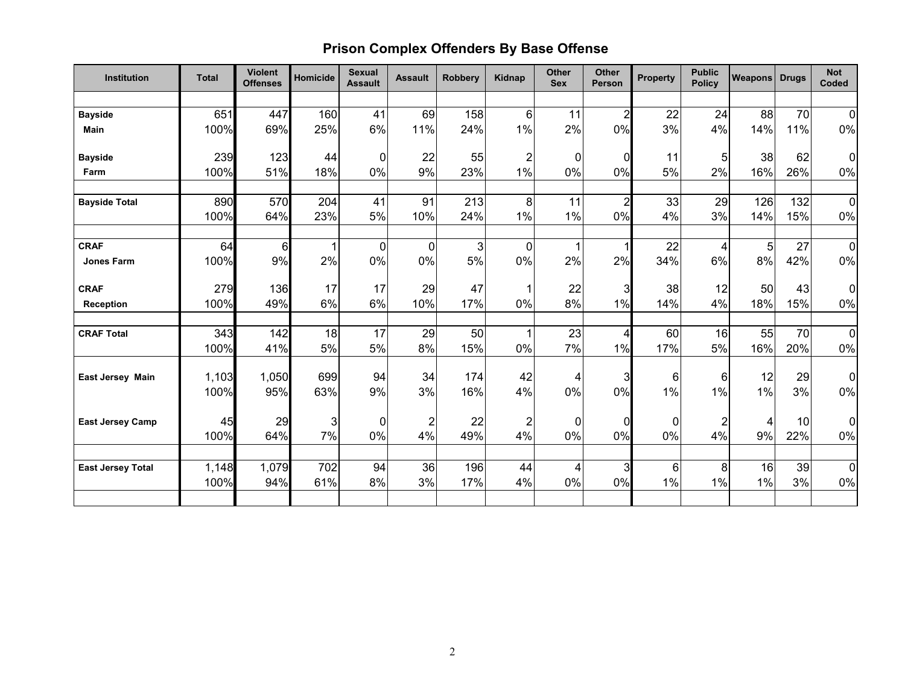## Prison Complex Offenders By Base Offense

| Institution | Total | Violent Offenses | Homicide | Sexual Assault | Assault | Robbery | Kidnap | Other Sex | Other Person | Property | Public Policy | Weapons | Drugs | Not Coded |
|---|---|---|---|---|---|---|---|---|---|---|---|---|---|---|
| **Bayside** | 651 | 447 | 160 | 41 | 69 | 158 | 6 | 11 | 2 | 22 | 24 | 88 | 70 | 0 |
| **Main** | 100% | 69% | 25% | 6% | 11% | 24% | 1% | 2% | 0% | 3% | 4% | 14% | 11% | 0% |
| **Bayside** | 239 | 123 | 44 | 0 | 22 | 55 | 2 | 0 | 0 | 11 | 5 | 38 | 62 | 0 |
| **Farm** | 100% | 51% | 18% | 0% | 9% | 23% | 1% | 0% | 0% | 5% | 2% | 16% | 26% | 0% |
| **Bayside Total** | 890 | 570 | 204 | 41 | 91 | 213 | 8 | 11 | 2 | 33 | 29 | 126 | 132 | 0 |
| | 100% | 64% | 23% | 5% | 10% | 24% | 1% | 1% | 0% | 4% | 3% | 14% | 15% | 0% |
| **CRAF** | 64 | 6 | 1 | 0 | 0 | 3 | 0 | 1 | 1 | 22 | 4 | 5 | 27 | 0 |
| **Jones Farm** | 100% | 9% | 2% | 0% | 0% | 5% | 0% | 2% | 2% | 34% | 6% | 8% | 42% | 0% |
| **CRAF** | 279 | 136 | 17 | 17 | 29 | 47 | 1 | 22 | 3 | 38 | 12 | 50 | 43 | 0 |
| **Reception** | 100% | 49% | 6% | 6% | 10% | 17% | 0% | 8% | 1% | 14% | 4% | 18% | 15% | 0% |
| **CRAF Total** | 343 | 142 | 18 | 17 | 29 | 50 | 1 | 23 | 4 | 60 | 16 | 55 | 70 | 0 |
| | 100% | 41% | 5% | 5% | 8% | 15% | 0% | 7% | 1% | 17% | 5% | 16% | 20% | 0% |
| **East Jersey Main** | 1,103 | 1,050 | 699 | 94 | 34 | 174 | 42 | 4 | 3 | 6 | 6 | 12 | 29 | 0 |
| | 100% | 95% | 63% | 9% | 3% | 16% | 4% | 0% | 0% | 1% | 1% | 1% | 3% | 0% |
| **East Jersey Camp** | 45 | 29 | 3 | 0 | 2 | 22 | 2 | 0 | 0 | 0 | 2 | 4 | 10 | 0 |
| | 100% | 64% | 7% | 0% | 4% | 49% | 4% | 0% | 0% | 0% | 4% | 9% | 22% | 0% |
| **East Jersey Total** | 1,148 | 1,079 | 702 | 94 | 36 | 196 | 44 | 4 | 3 | 6 | 8 | 16 | 39 | 0 |
| | 100% | 94% | 61% | 8% | 3% | 17% | 4% | 0% | 0% | 1% | 1% | 1% | 3% | 0% |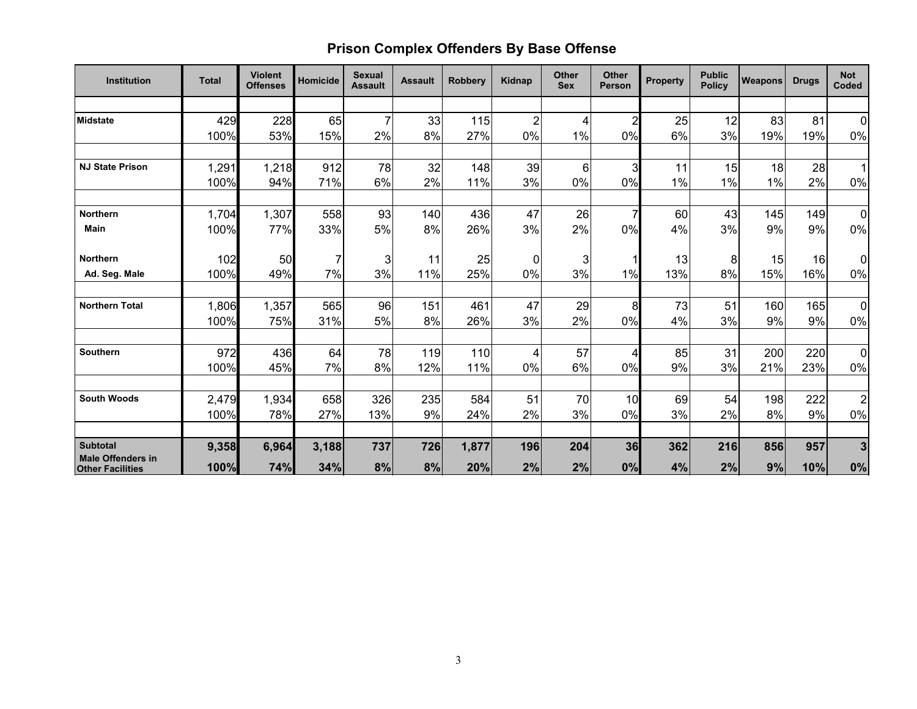# Prison Complex Offenders By Base Offense

| Institution | Total | Violent Offenses | Homicide | Sexual Assault | Assault | Robbery | Kidnap | Other Sex | Other Person | Property | Public Policy | Weapons | Drugs | Not Coded |
|---|---|---|---|---|---|---|---|---|---|---|---|---|---|---|
| **Midstate** | 429 | 228 | 65 | 7 | 33 | 115 | 2 | 4 | 2 | 25 | 12 | 83 | 81 | 0 |
| | 100% | 53% | 15% | 2% | 8% | 27% | 0% | 1% | 0% | 6% | 3% | 19% | 19% | 0% |
| **NJ State Prison** | 1,291 | 1,218 | 912 | 78 | 32 | 148 | 39 | 6 | 3 | 11 | 15 | 18 | 28 | 1 |
| | 100% | 94% | 71% | 6% | 2% | 11% | 3% | 0% | 0% | 1% | 1% | 1% | 2% | 0% |
| **Northern Main** | 1,704 | 1,307 | 558 | 93 | 140 | 436 | 47 | 26 | 7 | 60 | 43 | 145 | 149 | 0 |
| | 100% | 77% | 33% | 5% | 8% | 26% | 3% | 2% | 0% | 4% | 3% | 9% | 9% | 0% |
| **Northern Ad. Seg. Male** | 102 | 50 | 7 | 3 | 11 | 25 | 0 | 3 | 1 | 13 | 8 | 15 | 16 | 0 |
| | 100% | 49% | 7% | 3% | 11% | 25% | 0% | 3% | 1% | 13% | 8% | 15% | 16% | 0% |
| **Northern Total** | 1,806 | 1,357 | 565 | 96 | 151 | 461 | 47 | 29 | 8 | 73 | 51 | 160 | 165 | 0 |
| | 100% | 75% | 31% | 5% | 8% | 26% | 3% | 2% | 0% | 4% | 3% | 9% | 9% | 0% |
| **Southern** | 972 | 436 | 64 | 78 | 119 | 110 | 4 | 57 | 4 | 85 | 31 | 200 | 220 | 0 |
| | 100% | 45% | 7% | 8% | 12% | 11% | 0% | 6% | 0% | 9% | 3% | 21% | 23% | 0% |
| **South Woods** | 2,479 | 1,934 | 658 | 326 | 235 | 584 | 51 | 70 | 10 | 69 | 54 | 198 | 222 | 2 |
| | 100% | 78% | 27% | 13% | 9% | 24% | 2% | 3% | 0% | 3% | 2% | 8% | 9% | 0% |
| **Subtotal Male Offenders in Other Facilities** | **9,358** | **6,964** | **3,188** | **737** | **726** | **1,877** | **196** | **204** | **36** | **362** | **216** | **856** | **957** | **3** |
| | **100%** | **74%** | **34%** | **8%** | **8%** | **20%** | **2%** | **2%** | **0%** | **4%** | **2%** | **9%** | **10%** | **0%** |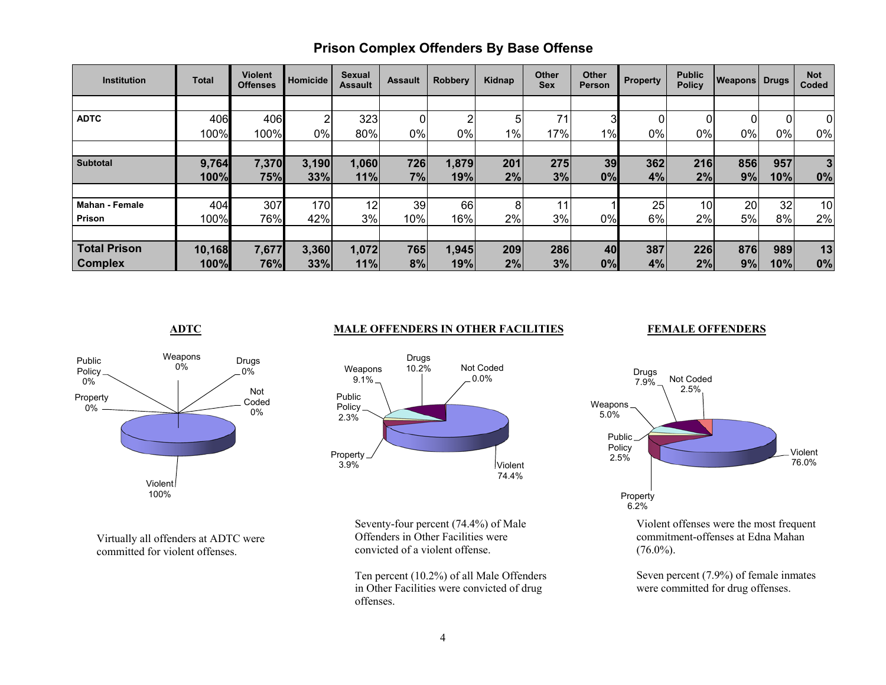# Prison Complex Offenders By Base Offense

| Institution | Total | Violent Offenses | Homicide | Sexual Assault | Assault | Robbery | Kidnap | Other Sex | Other Person | Property | Public Policy | Weapons | Drugs | Not Coded |
|---|---|---|---|---|---|---|---|---|---|---|---|---|---|---|
| **ADTC** | 406 | 406 | 2 | 323 | 0 | 2 | 5 | 71 | 3 | 0 | 0 | 0 | 0 | 0 |
| | 100% | 100% | 0% | 80% | 0% | 0% | 1% | 17% | 1% | 0% | 0% | 0% | 0% | 0% |
| **Subtotal** | **9,764** | **7,370** | **3,190** | **1,060** | **726** | **1,879** | **201** | **275** | **39** | **362** | **216** | **856** | **957** | **3** |
| | **100%** | **75%** | **33%** | **11%** | **7%** | **19%** | **2%** | **3%** | **0%** | **4%** | **2%** | **9%** | **10%** | **0%** |
| **Mahan - Female** | 404 | 307 | 170 | 12 | 39 | 66 | 8 | 11 | 1 | 25 | 10 | 20 | 32 | 10 |
| **Prison** | 100% | 76% | 42% | 3% | 10% | 16% | 2% | 3% | 0% | 6% | 2% | 5% | 8% | 2% |
| **Total Prison** | **10,168** | **7,677** | **3,360** | **1,072** | **765** | **1,945** | **209** | **286** | **40** | **387** | **226** | **876** | **989** | **13** |
| **Complex** | **100%** | **76%** | **33%** | **11%** | **8%** | **19%** | **2%** | **3%** | **0%** | **4%** | **2%** | **9%** | **10%** | **0%** |

**ADTC**

Public Policy 0%
Weapons 0%
Drugs 0%
Property 0%
Not Coded 0%
Violent 100%

Virtually all offenders at ADTC were committed for violent offenses.

**MALE OFFENDERS IN OTHER FACILITIES**

Drugs 10.2%
Weapons 9.1%
Not Coded 0.0%
Public Policy 2.3%
Property 3.9%
Violent 74.4%

Seventy-four percent (74.4%) of Male Offenders in Other Facilities were convicted of a violent offense.

Ten percent (10.2%) of all Male Offenders in Other Facilities were convicted of drug offenses.

**FEMALE OFFENDERS**

Drugs 7.9%
Not Coded 2.5%
Weapons 5.0%
Public Policy 2.5%
Violent 76.0%
Property 6.2%

Violent offenses were the most frequent commitment-offenses at Edna Mahan (76.0%).

Seven percent (7.9%) of female inmates were committed for drug offenses.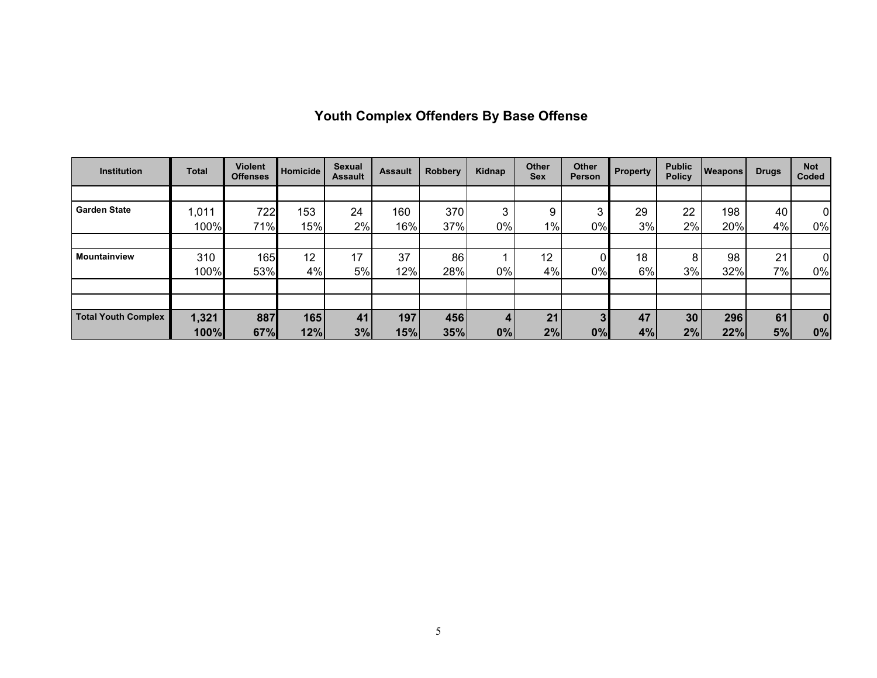# Youth Complex Offenders By Base Offense

| Institution | Total | Violent Offenses | Homicide | Sexual Assault | Assault | Robbery | Kidnap | Other Sex | Other Person | Property | Public Policy | Weapons | Drugs | Not Coded |
|---|---|---|---|---|---|---|---|---|---|---|---|---|---|---|
| Garden State | 1,011 | 722 | 153 | 24 | 160 | 370 | 3 | 9 | 3 | 29 | 22 | 198 | 40 | 0 |
| | 100% | 71% | 15% | 2% | 16% | 37% | 0% | 1% | 0% | 3% | 2% | 20% | 4% | 0% |
| Mountainview | 310 | 165 | 12 | 17 | 37 | 86 | 1 | 12 | 0 | 18 | 8 | 98 | 21 | 0 |
| | 100% | 53% | 4% | 5% | 12% | 28% | 0% | 4% | 0% | 6% | 3% | 32% | 7% | 0% |
| **Total Youth Complex** | **1,321** | **887** | **165** | **41** | **197** | **456** | **4** | **21** | **3** | **47** | **30** | **296** | **61** | **0** |
| | **100%** | **67%** | **12%** | **3%** | **15%** | **35%** | **0%** | **2%** | **0%** | **4%** | **2%** | **22%** | **5%** | **0%** |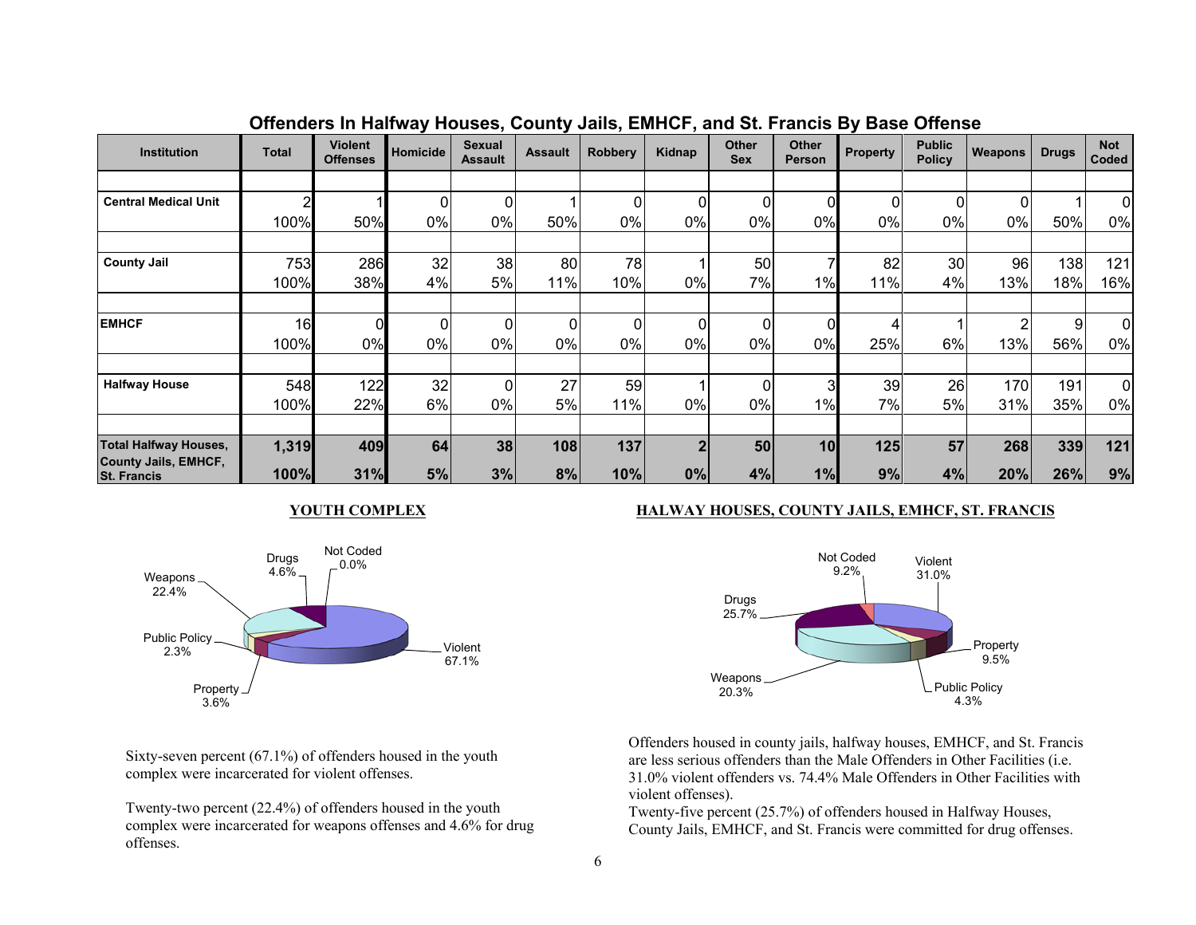## Offenders In Halfway Houses, County Jails, EMHCF, and St. Francis By Base Offense

| Institution | Total | Violent Offenses | Homicide | Sexual Assault | Assault | Robbery | Kidnap | Other Sex | Other Person | Property | Public Policy | Weapons | Drugs | Not Coded |
|---|---|---|---|---|---|---|---|---|---|---|---|---|---|---|
| Central Medical Unit | 2 | 1 | 0 | 0 | 1 | 0 | 0 | 0 | 0 | 0 | 0 | 0 | 1 | 0 |
| | 100% | 50% | 0% | 0% | 50% | 0% | 0% | 0% | 0% | 0% | 0% | 0% | 50% | 0% |
| County Jail | 753 | 286 | 32 | 38 | 80 | 78 | 1 | 50 | 7 | 82 | 30 | 96 | 138 | 121 |
| | 100% | 38% | 4% | 5% | 11% | 10% | 0% | 7% | 1% | 11% | 4% | 13% | 18% | 16% |
| EMHCF | 16 | 0 | 0 | 0 | 0 | 0 | 0 | 0 | 0 | 4 | 1 | 2 | 9 | 0 |
| | 100% | 0% | 0% | 0% | 0% | 0% | 0% | 0% | 0% | 25% | 6% | 13% | 56% | 0% |
| Halfway House | 548 | 122 | 32 | 0 | 27 | 59 | 1 | 0 | 3 | 39 | 26 | 170 | 191 | 0 |
| | 100% | 22% | 6% | 0% | 5% | 11% | 0% | 0% | 1% | 7% | 5% | 31% | 35% | 0% |
| **Total Halfway Houses, County Jails, EMHCF, St. Francis** | **1,319** | **409** | **64** | **38** | **108** | **137** | **2** | **50** | **10** | **125** | **57** | **268** | **339** | **121** |
| | **100%** | **31%** | **5%** | **3%** | **8%** | **10%** | **0%** | **4%** | **1%** | **9%** | **4%** | **20%** | **26%** | **9%** |

### YOUTH COMPLEX

Drugs 4.6%
Not Coded 0.0%
Weapons 22.4%
Public Policy 2.3%
Property 3.6%
Violent 67.1%

Sixty-seven percent (67.1%) of offenders housed in the youth complex were incarcerated for violent offenses.

Twenty-two percent (22.4%) of offenders housed in the youth complex were incarcerated for weapons offenses and 4.6% for drug offenses.

### HALWAY HOUSES, COUNTY JAILS, EMHCF, ST. FRANCIS

Not Coded 9.2%
Violent 31.0%
Drugs 25.7%
Property 9.5%
Weapons 20.3%
Public Policy 4.3%

Offenders housed in county jails, halfway houses, EMHCF, and St. Francis are less serious offenders than the Male Offenders in Other Facilities (i.e. 31.0% violent offenders vs. 74.4% Male Offenders in Other Facilities with violent offenses).

Twenty-five percent (25.7%) of offenders housed in Halfway Houses, County Jails, EMHCF, and St. Francis were committed for drug offenses.